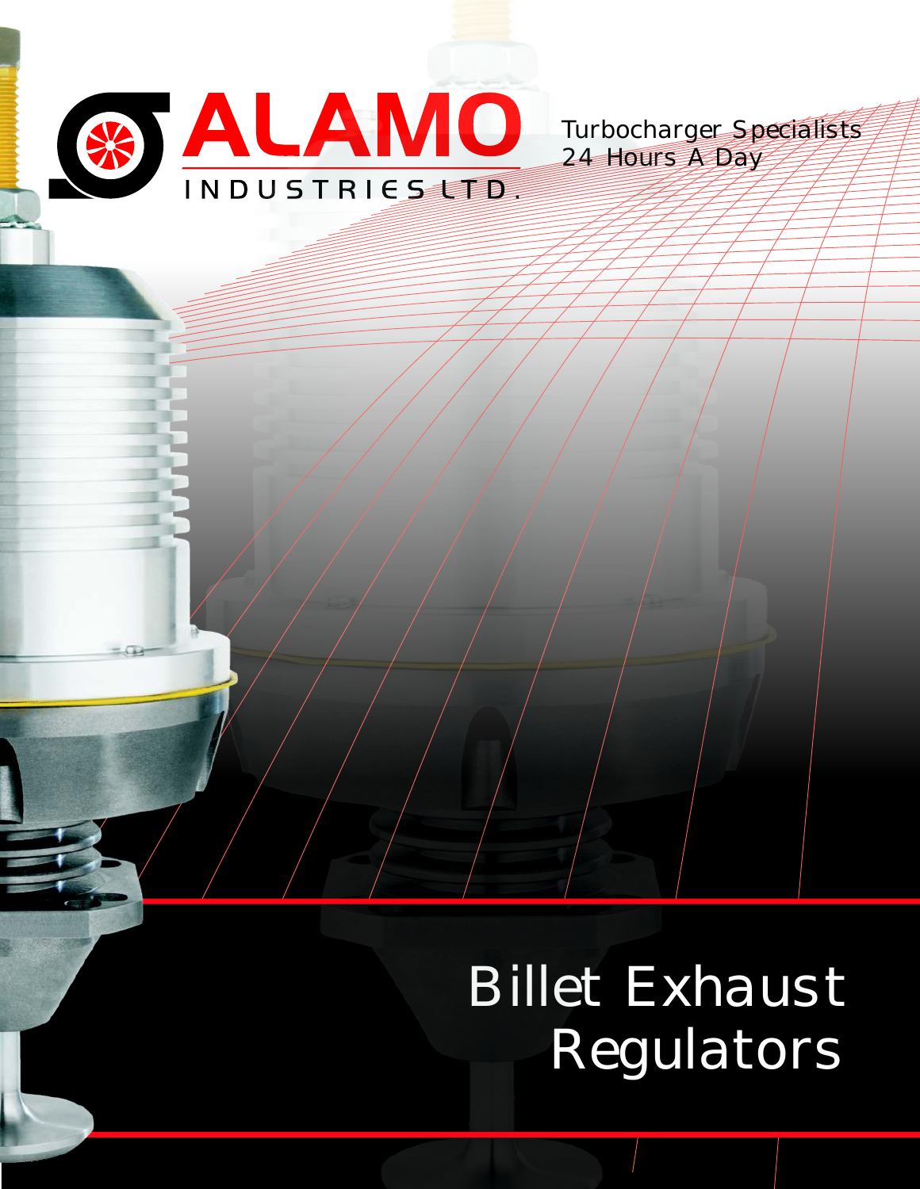# ALAMO

INDUSTRIES LTD.

Turbocharger Specialists
24 Hours A Day

# Billet Exhaust Regulators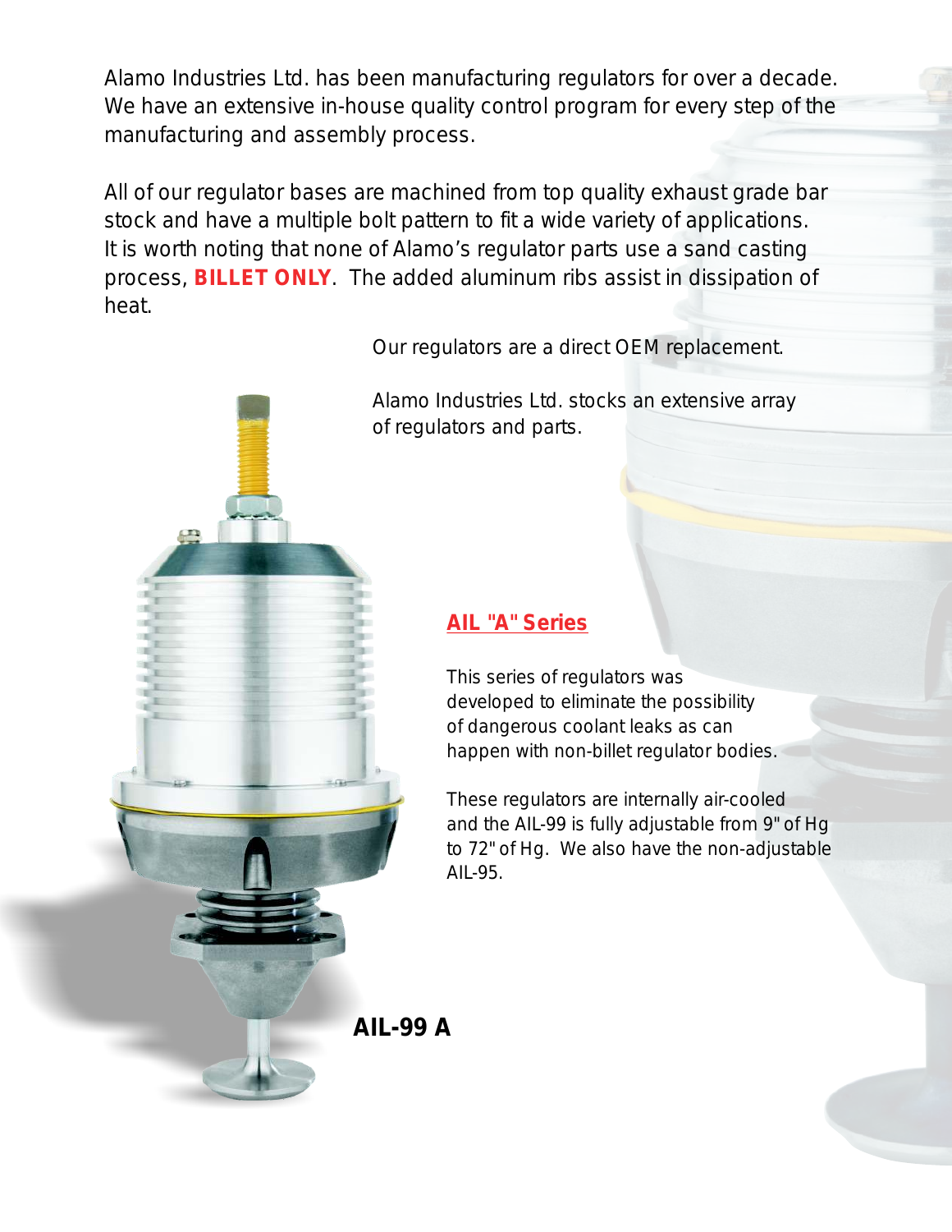Alamo Industries Ltd. has been manufacturing regulators for over a decade. We have an extensive in-house quality control program for every step of the manufacturing and assembly process.

All of our regulator bases are machined from top quality exhaust grade bar stock and have a multiple bolt pattern to fit a wide variety of applications. It is worth noting that none of Alamo's regulator parts use a sand casting process, **BILLET ONLY**. The added aluminum ribs assist in dissipation of heat.

Our regulators are a direct OEM replacement.

Alamo Industries Ltd. stocks an extensive array of regulators and parts.

## AIL "A" Series

This series of regulators was developed to eliminate the possibility of dangerous coolant leaks as can happen with non-billet regulator bodies.

These regulators are internally air-cooled and the AIL-99 is fully adjustable from 9" of Hg to 72" of Hg. We also have the non-adjustable AIL-95.

**AIL-99 A**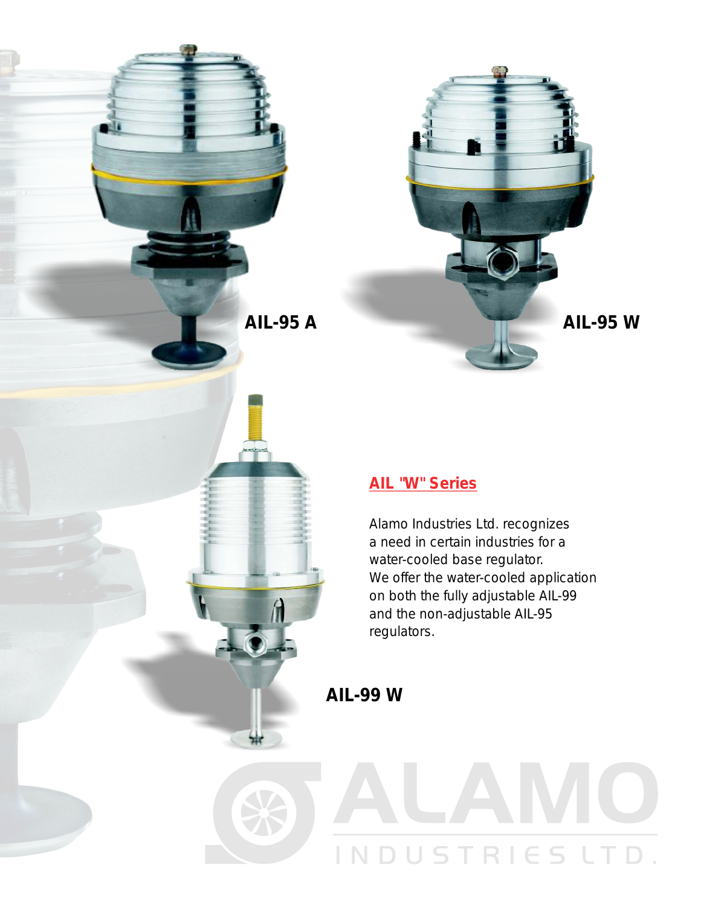AIL-95 A

AIL-95 W

## AIL "W" Series

Alamo Industries Ltd. recognizes a need in certain industries for a water-cooled base regulator. We offer the water-cooled application on both the fully adjustable AIL-99 and the non-adjustable AIL-95 regulators.

AIL-99 W

ALAMO INDUSTRIES LTD.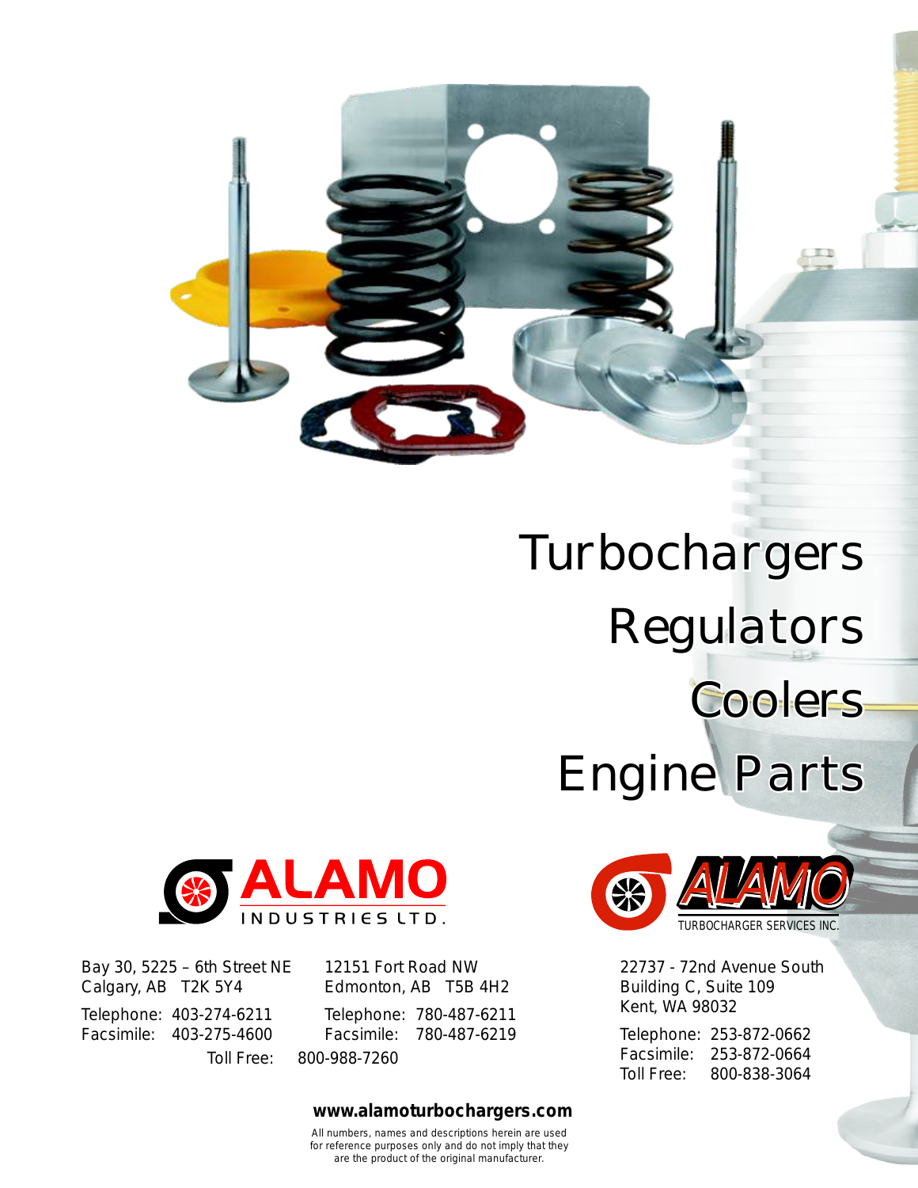# Turbochargers
# Regulators
# Coolers
# Engine Parts

**ALAMO**
INDUSTRIES LTD.

Bay 30, 5225 – 6th Street NE
Calgary, AB T2K 5Y4

Telephone: 403-274-6211
Facsimile: 403-275-4600

12151 Fort Road NW
Edmonton, AB T5B 4H2

Telephone: 780-487-6211
Facsimile: 780-487-6219

Toll Free: 800-988-7260

**ALAMO**
TURBOCHARGER SERVICES INC.

22737 - 72nd Avenue South
Building C, Suite 109
Kent, WA 98032

Telephone: 253-872-0662
Facsimile: 253-872-0664
Toll Free: 800-838-3064

**www.alamoturbochargers.com**

All numbers, names and descriptions herein are used for reference purposes only and do not imply that they are the product of the original manufacturer.